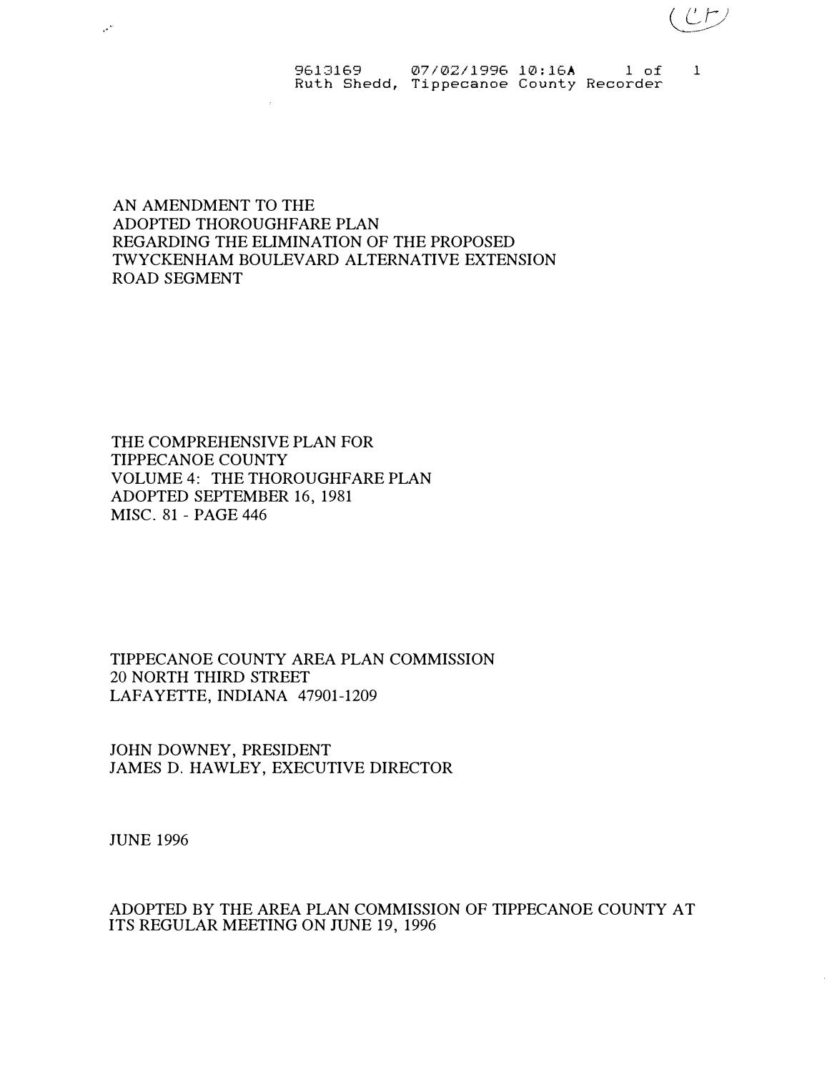(CP)

9613169 07/02/1996 10:16A 1 of 1
Ruth Shedd, Tippecanoe County Recorder

# AN AMENDMENT TO THE ADOPTED THOROUGHFARE PLAN REGARDING THE ELIMINATION OF THE PROPOSED TWYCKENHAM BOULEVARD ALTERNATIVE EXTENSION ROAD SEGMENT

THE COMPREHENSIVE PLAN FOR
TIPPECANOE COUNTY
VOLUME 4: THE THOROUGHFARE PLAN
ADOPTED SEPTEMBER 16, 1981
MISC. 81 - PAGE 446

TIPPECANOE COUNTY AREA PLAN COMMISSION
20 NORTH THIRD STREET
LAFAYETTE, INDIANA 47901-1209

JOHN DOWNEY, PRESIDENT
JAMES D. HAWLEY, EXECUTIVE DIRECTOR

JUNE 1996

ADOPTED BY THE AREA PLAN COMMISSION OF TIPPECANOE COUNTY AT ITS REGULAR MEETING ON JUNE 19, 1996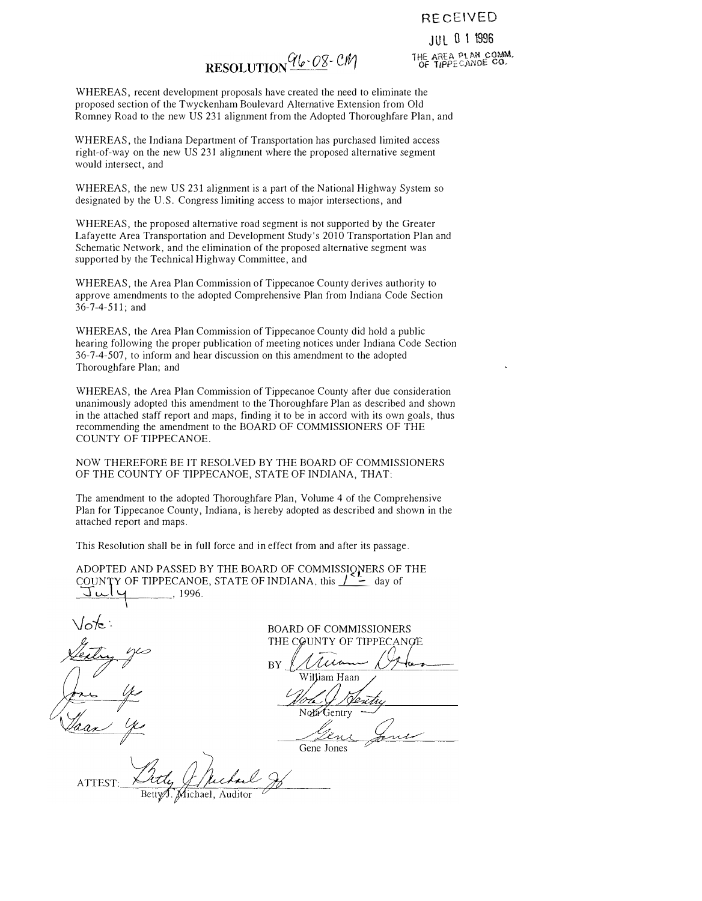RECEIVED

JUL 01 1996

THE AREA PLAN COMM. OF TIPPECANOE CO.

# RESOLUTION 96-08-CM

WHEREAS, recent development proposals have created the need to eliminate the proposed section of the Twyckenham Boulevard Alternative Extension from Old Romney Road to the new US 231 alignment from the Adopted Thoroughfare Plan, and

WHEREAS, the Indiana Department of Transportation has purchased limited access right-of-way on the new US 231 alignment where the proposed alternative segment would intersect, and

WHEREAS, the new US 231 alignment is a part of the National Highway System so designated by the U.S. Congress limiting access to major intersections, and

WHEREAS, the proposed alternative road segment is not supported by the Greater Lafayette Area Transportation and Development Study's 2010 Transportation Plan and Schematic Network, and the elimination of the proposed alternative segment was supported by the Technical Highway Committee, and

WHEREAS, the Area Plan Commission of Tippecanoe County derives authority to approve amendments to the adopted Comprehensive Plan from Indiana Code Section 36-7-4-511; and

WHEREAS, the Area Plan Commission of Tippecanoe County did hold a public hearing following the proper publication of meeting notices under Indiana Code Section 36-7-4-507, to inform and hear discussion on this amendment to the adopted Thoroughfare Plan; and

WHEREAS, the Area Plan Commission of Tippecanoe County after due consideration unanimously adopted this amendment to the Thoroughfare Plan as described and shown in the attached staff report and maps, finding it to be in accord with its own goals, thus recommending the amendment to the BOARD OF COMMISSIONERS OF THE COUNTY OF TIPPECANOE.

NOW THEREFORE BE IT RESOLVED BY THE BOARD OF COMMISSIONERS OF THE COUNTY OF TIPPECANOE, STATE OF INDIANA, THAT:

The amendment to the adopted Thoroughfare Plan, Volume 4 of the Comprehensive Plan for Tippecanoe County, Indiana, is hereby adopted as described and shown in the attached report and maps.

This Resolution shall be in full force and in effect from and after its passage.

ADOPTED AND PASSED BY THE BOARD OF COMMISSIONERS OF THE COUNTY OF TIPPECANOE, STATE OF INDIANA, this 1st day of July, 1996.

Vote:

Gentry yes

Jones yes

Haan yes

BOARD OF COMMISSIONERS
THE COUNTY OF TIPPECANOE

BY ______________________
William Haan

______________________
Nola Gentry

______________________
Gene Jones

ATTEST: ______________________
Betty J. Michael, Auditor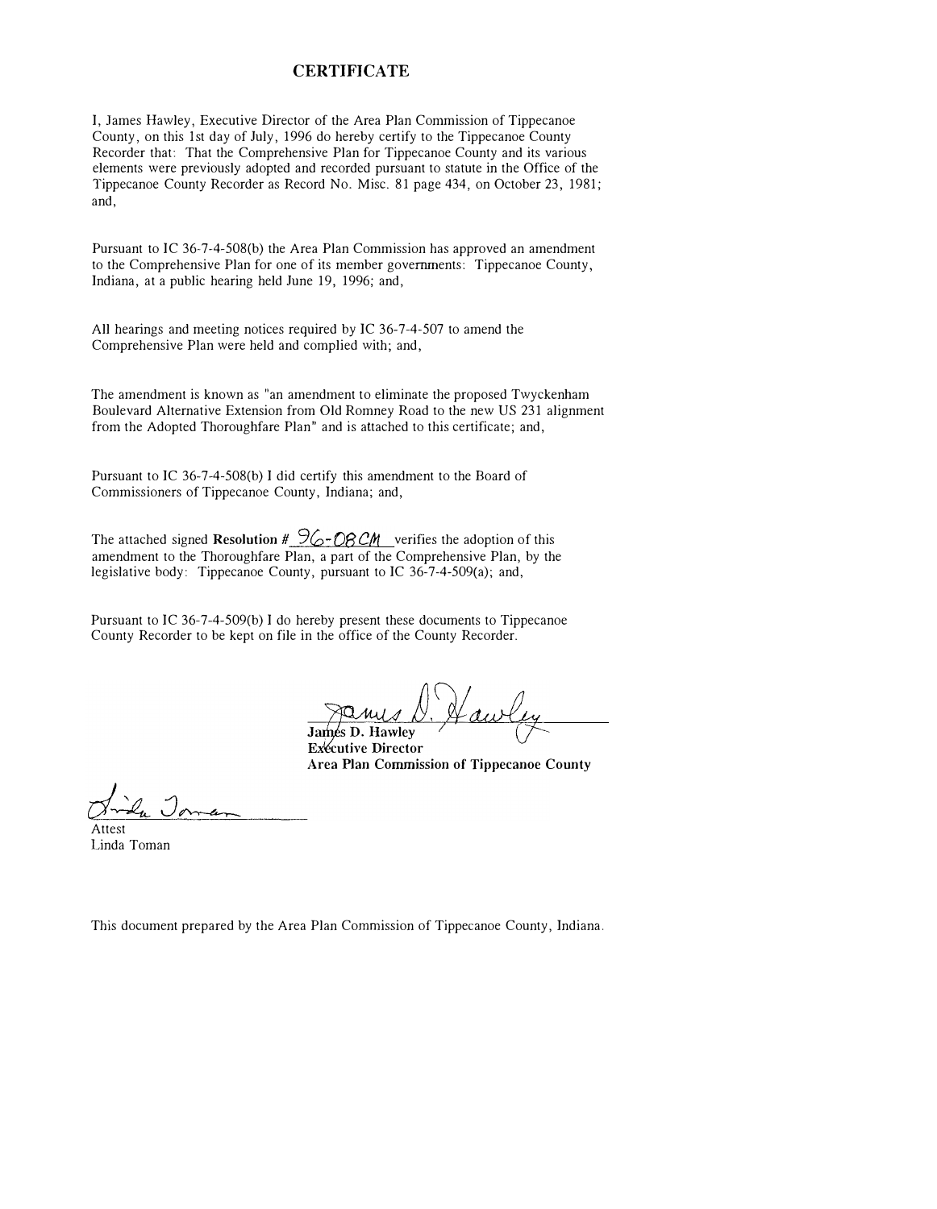# CERTIFICATE

I, James Hawley, Executive Director of the Area Plan Commission of Tippecanoe County, on this 1st day of July, 1996 do hereby certify to the Tippecanoe County Recorder that: That the Comprehensive Plan for Tippecanoe County and its various elements were previously adopted and recorded pursuant to statute in the Office of the Tippecanoe County Recorder as Record No. Misc. 81 page 434, on October 23, 1981; and,

Pursuant to IC 36-7-4-508(b) the Area Plan Commission has approved an amendment to the Comprehensive Plan for one of its member governments: Tippecanoe County, Indiana, at a public hearing held June 19, 1996; and,

All hearings and meeting notices required by IC 36-7-4-507 to amend the Comprehensive Plan were held and complied with; and,

The amendment is known as "an amendment to eliminate the proposed Twyckenham Boulevard Alternative Extension from Old Romney Road to the new US 231 alignment from the Adopted Thoroughfare Plan" and is attached to this certificate; and,

Pursuant to IC 36-7-4-508(b) I did certify this amendment to the Board of Commissioners of Tippecanoe County, Indiana; and,

The attached signed **Resolution #** 96-08CM verifies the adoption of this amendment to the Thoroughfare Plan, a part of the Comprehensive Plan, by the legislative body: Tippecanoe County, pursuant to IC 36-7-4-509(a); and,

Pursuant to IC 36-7-4-509(b) I do hereby present these documents to Tippecanoe County Recorder to be kept on file in the office of the County Recorder.

**James D. Hawley**
**Executive Director**
**Area Plan Commission of Tippecanoe County**

Attest
Linda Toman

This document prepared by the Area Plan Commission of Tippecanoe County, Indiana.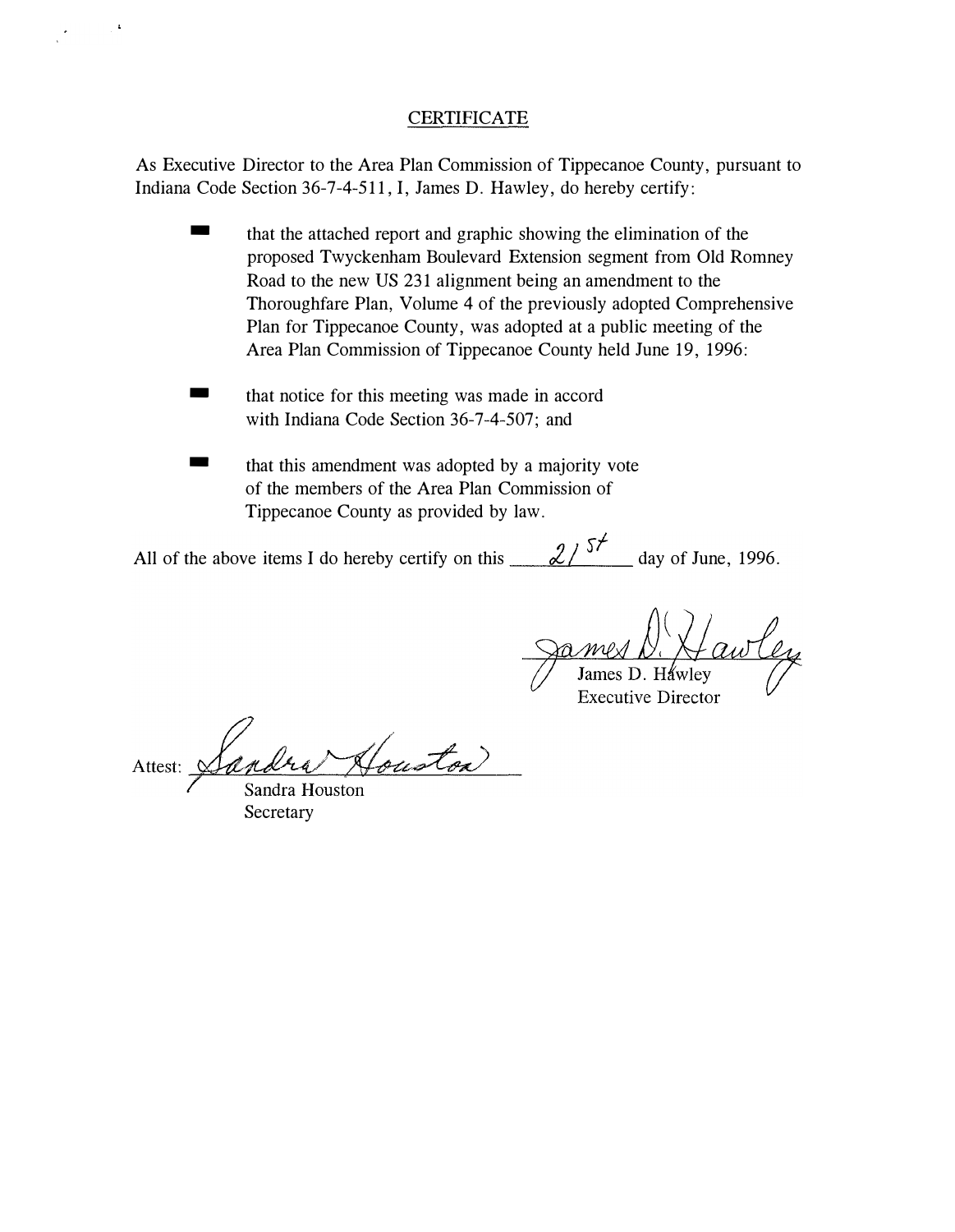# CERTIFICATE

As Executive Director to the Area Plan Commission of Tippecanoe County, pursuant to Indiana Code Section 36-7-4-511, I, James D. Hawley, do hereby certify:

- that the attached report and graphic showing the elimination of the proposed Twyckenham Boulevard Extension segment from Old Romney Road to the new US 231 alignment being an amendment to the Thoroughfare Plan, Volume 4 of the previously adopted Comprehensive Plan for Tippecanoe County, was adopted at a public meeting of the Area Plan Commission of Tippecanoe County held June 19, 1996:

- that notice for this meeting was made in accord with Indiana Code Section 36-7-4-507; and

- that this amendment was adopted by a majority vote of the members of the Area Plan Commission of Tippecanoe County as provided by law.

All of the above items I do hereby certify on this 21st day of June, 1996.

James D. Hawley
Executive Director

Attest: Sandra Houston
Sandra Houston
Secretary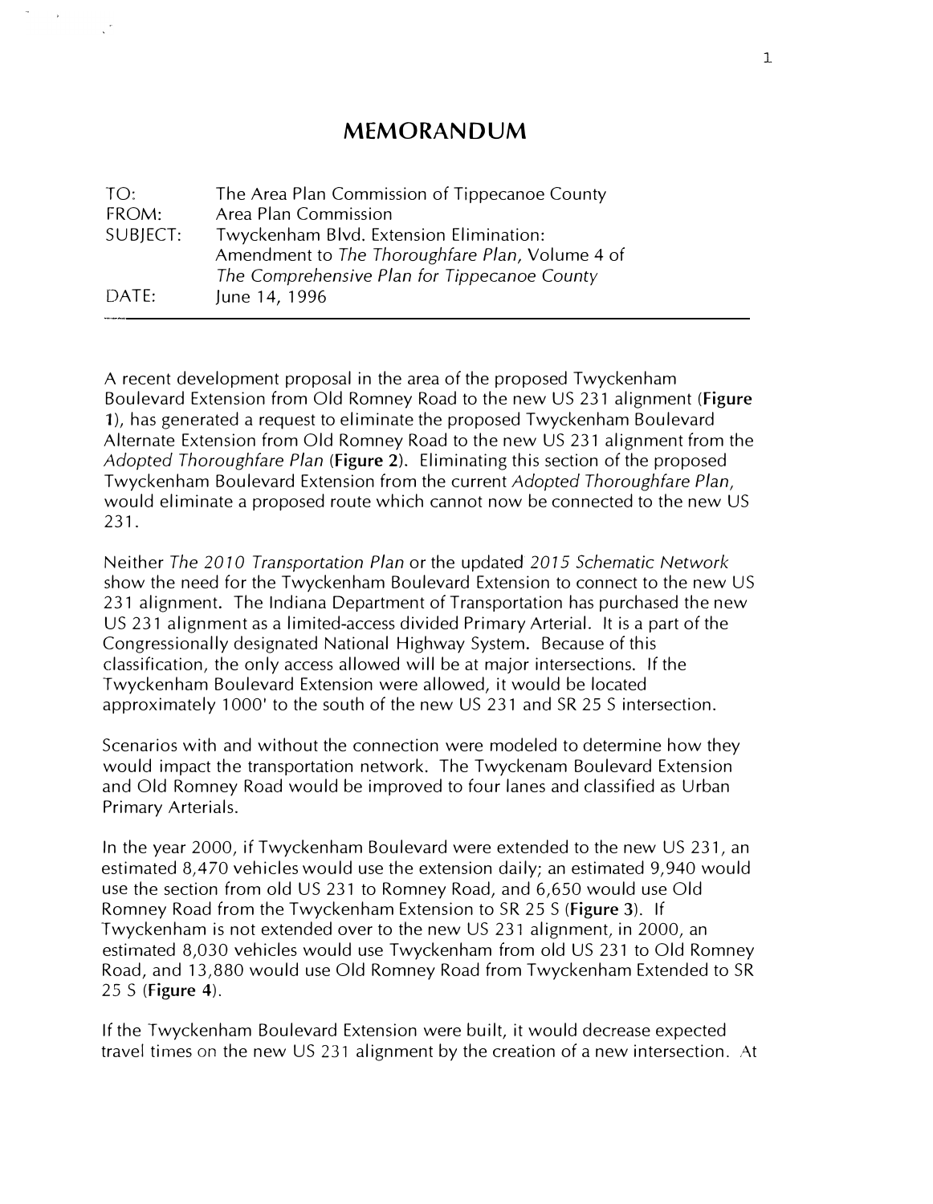# MEMORANDUM

| | |
|---|---|
| TO: | The Area Plan Commission of Tippecanoe County |
| FROM: | Area Plan Commission |
| SUBJECT: | Twyckenham Blvd. Extension Elimination: Amendment to *The Thoroughfare Plan*, Volume 4 of *The Comprehensive Plan for Tippecanoe County* |
| DATE: | June 14, 1996 |

A recent development proposal in the area of the proposed Twyckenham Boulevard Extension from Old Romney Road to the new US 231 alignment (**Figure 1**), has generated a request to eliminate the proposed Twyckenham Boulevard Alternate Extension from Old Romney Road to the new US 231 alignment from the *Adopted Thoroughfare Plan* (**Figure 2**). Eliminating this section of the proposed Twyckenham Boulevard Extension from the current *Adopted Thoroughfare Plan*, would eliminate a proposed route which cannot now be connected to the new US 231.

Neither *The 2010 Transportation Plan* or the updated *2015 Schematic Network* show the need for the Twyckenham Boulevard Extension to connect to the new US 231 alignment. The Indiana Department of Transportation has purchased the new US 231 alignment as a limited-access divided Primary Arterial. It is a part of the Congressionally designated National Highway System. Because of this classification, the only access allowed will be at major intersections. If the Twyckenham Boulevard Extension were allowed, it would be located approximately 1000' to the south of the new US 231 and SR 25 S intersection.

Scenarios with and without the connection were modeled to determine how they would impact the transportation network. The Twyckenam Boulevard Extension and Old Romney Road would be improved to four lanes and classified as Urban Primary Arterials.

In the year 2000, if Twyckenham Boulevard were extended to the new US 231, an estimated 8,470 vehicles would use the extension daily; an estimated 9,940 would use the section from old US 231 to Romney Road, and 6,650 would use Old Romney Road from the Twyckenham Extension to SR 25 S (**Figure 3**). If Twyckenham is not extended over to the new US 231 alignment, in 2000, an estimated 8,030 vehicles would use Twyckenham from old US 231 to Old Romney Road, and 13,880 would use Old Romney Road from Twyckenham Extended to SR 25 S (**Figure 4**).

If the Twyckenham Boulevard Extension were built, it would decrease expected travel times on the new US 231 alignment by the creation of a new intersection. At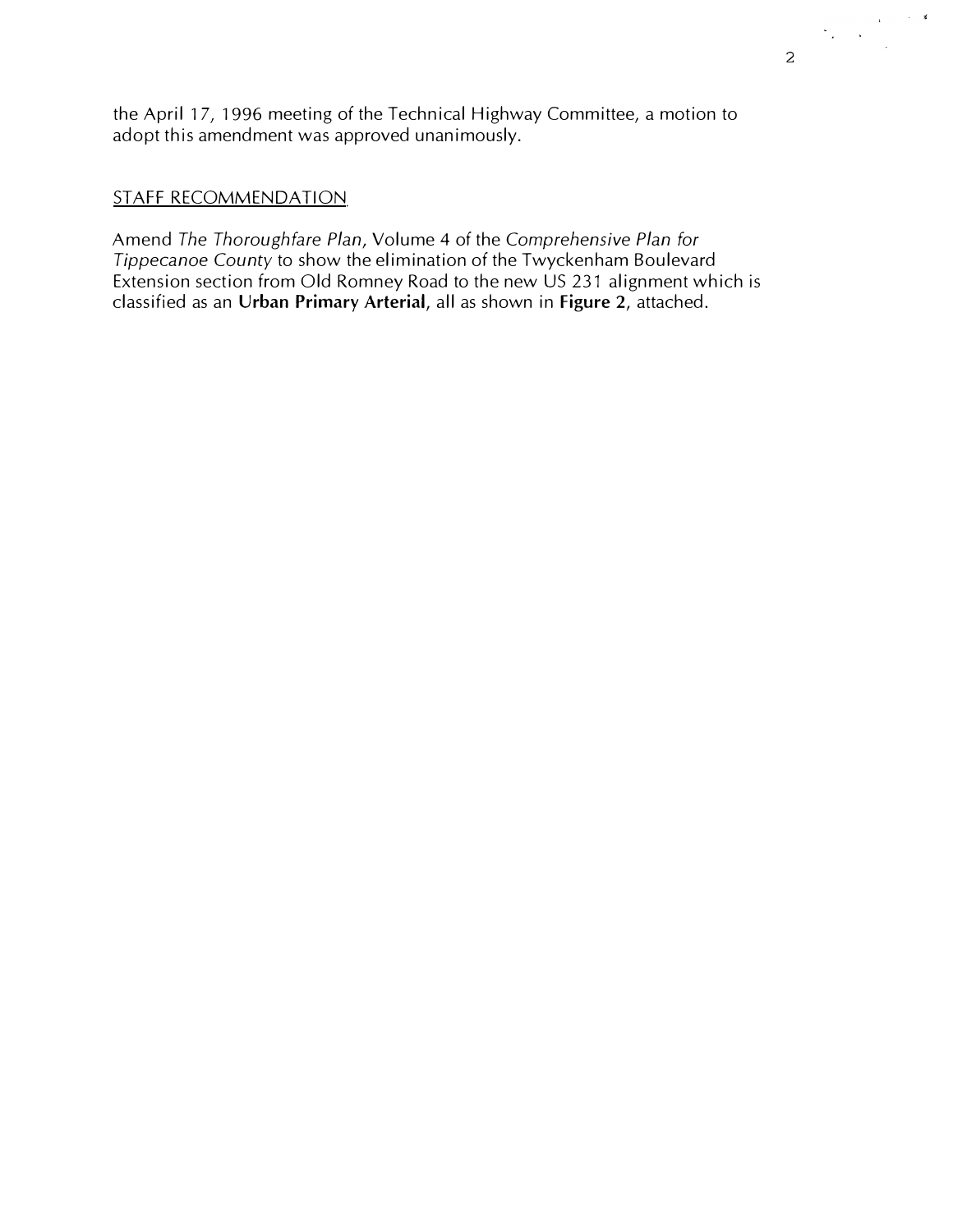the April 17, 1996 meeting of the Technical Highway Committee, a motion to adopt this amendment was approved unanimously.

## STAFF RECOMMENDATION

Amend *The Thoroughfare Plan*, Volume 4 of the *Comprehensive Plan for Tippecanoe County* to show the elimination of the Twyckenham Boulevard Extension section from Old Romney Road to the new US 231 alignment which is classified as an **Urban Primary Arterial**, all as shown in **Figure 2**, attached.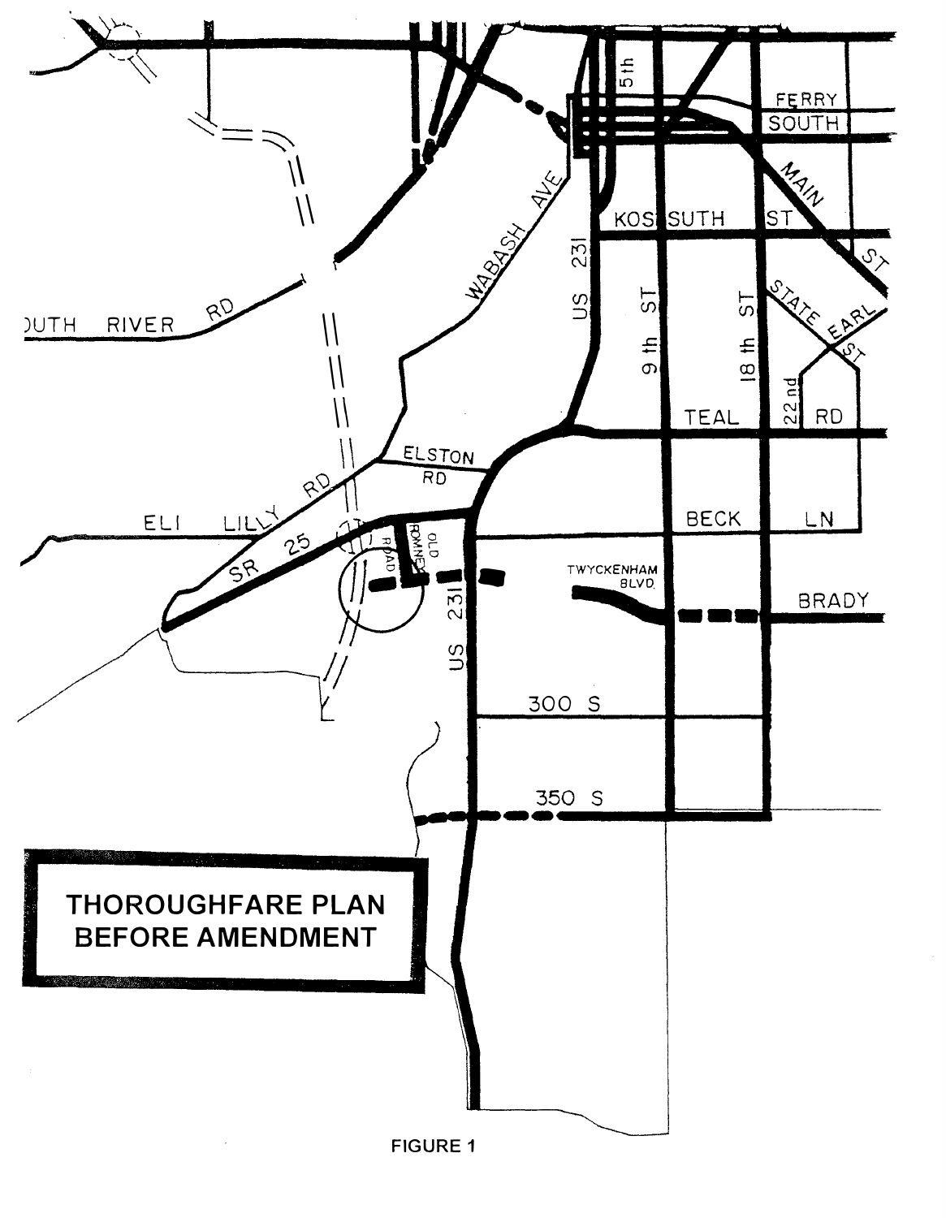**THOROUGHFARE PLAN BEFORE AMENDMENT**

FIGURE 1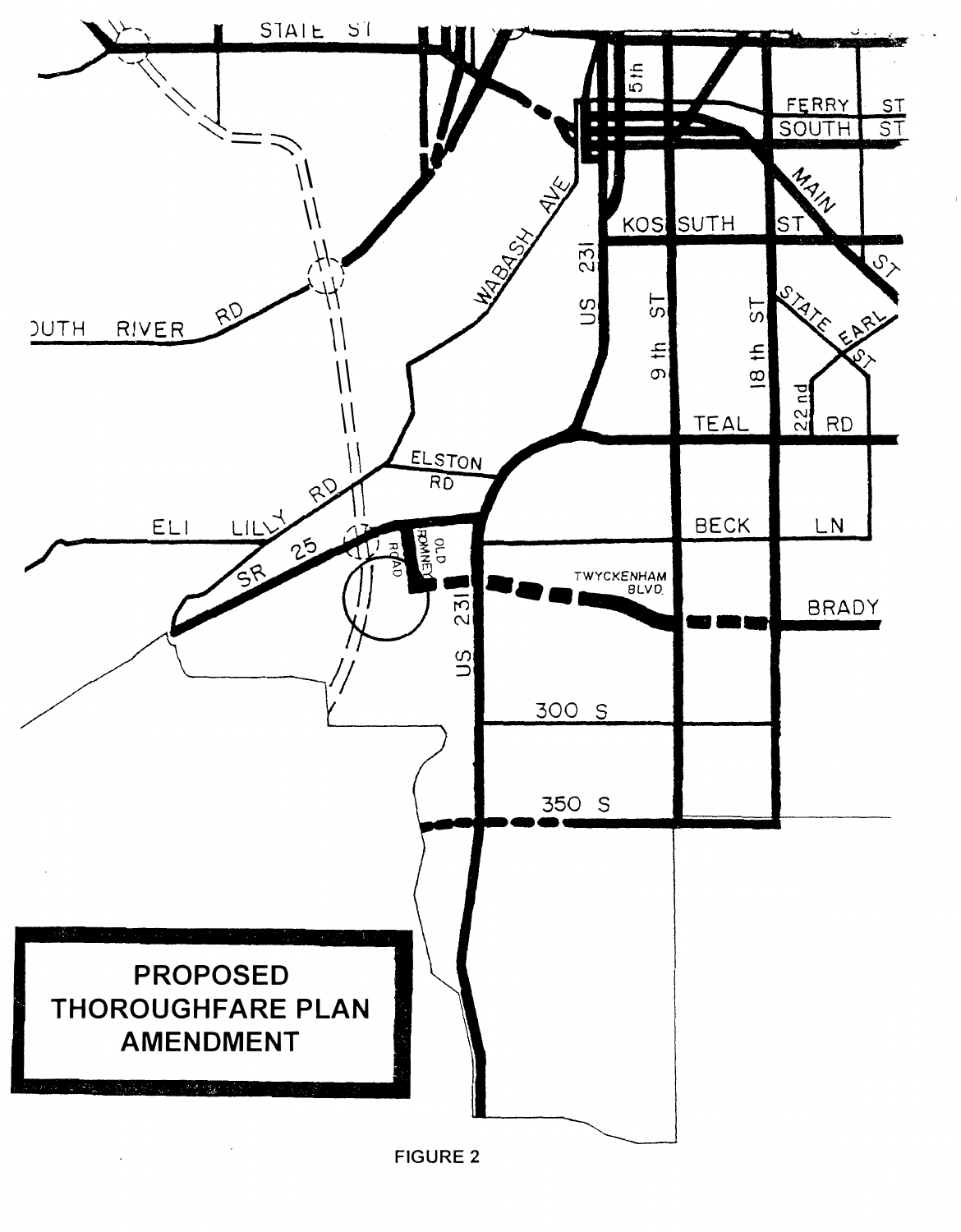**PROPOSED THOROUGHFARE PLAN AMENDMENT**

FIGURE 2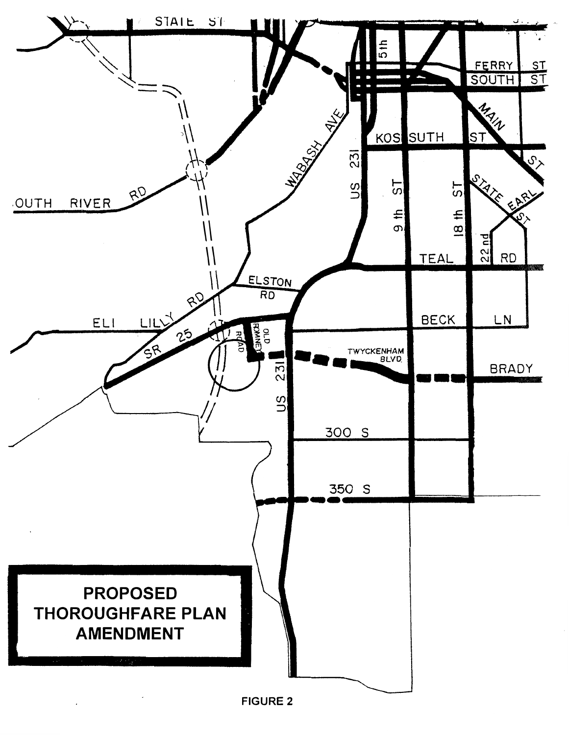**PROPOSED THOROUGHFARE PLAN AMENDMENT**

**FIGURE 2**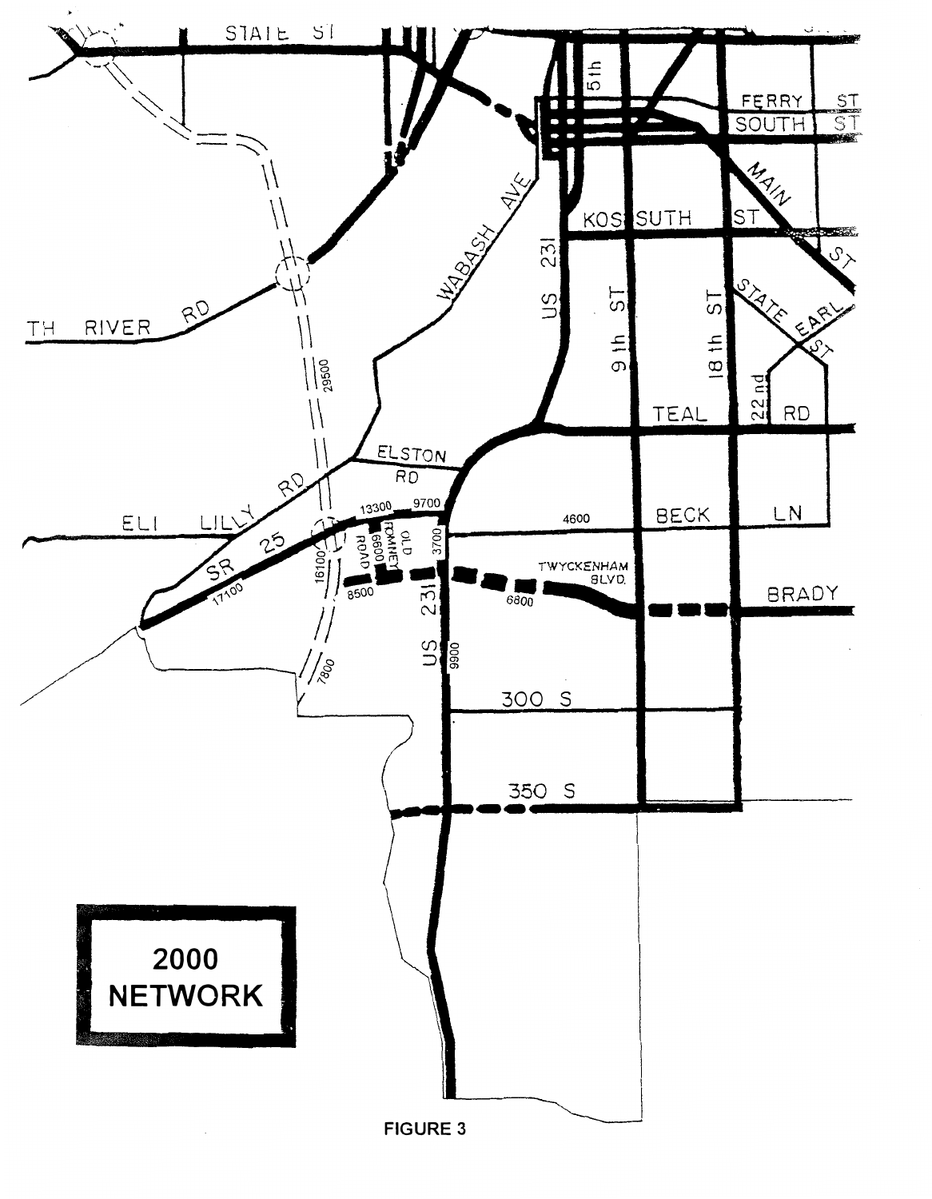2000
NETWORK

FIGURE 3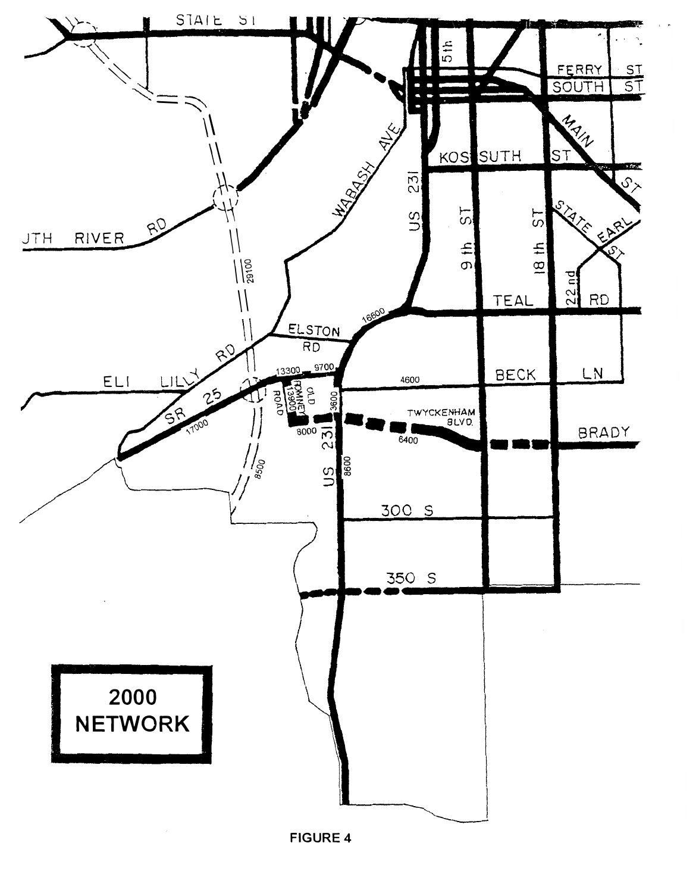STATE ST

5th

FERRY ST

SOUTH ST

MAIN ST

KOSSUTH ST

WABASH AVE

US 231

9th ST

18th ST

STATE ST

EARL

UTH RIVER RD

29100

22nd

TEAL RD

16600

ELSTON RD

ELI LILLY RD

13300

9700

BECK LN

4600

SR 25

OLD ROMNEY ROAD

13900

3600

TWYCKENHAM BLVD.

17000

8000

6400

BRADY

8500

US 231

8600

300 S

350 S

2000 NETWORK

FIGURE 4